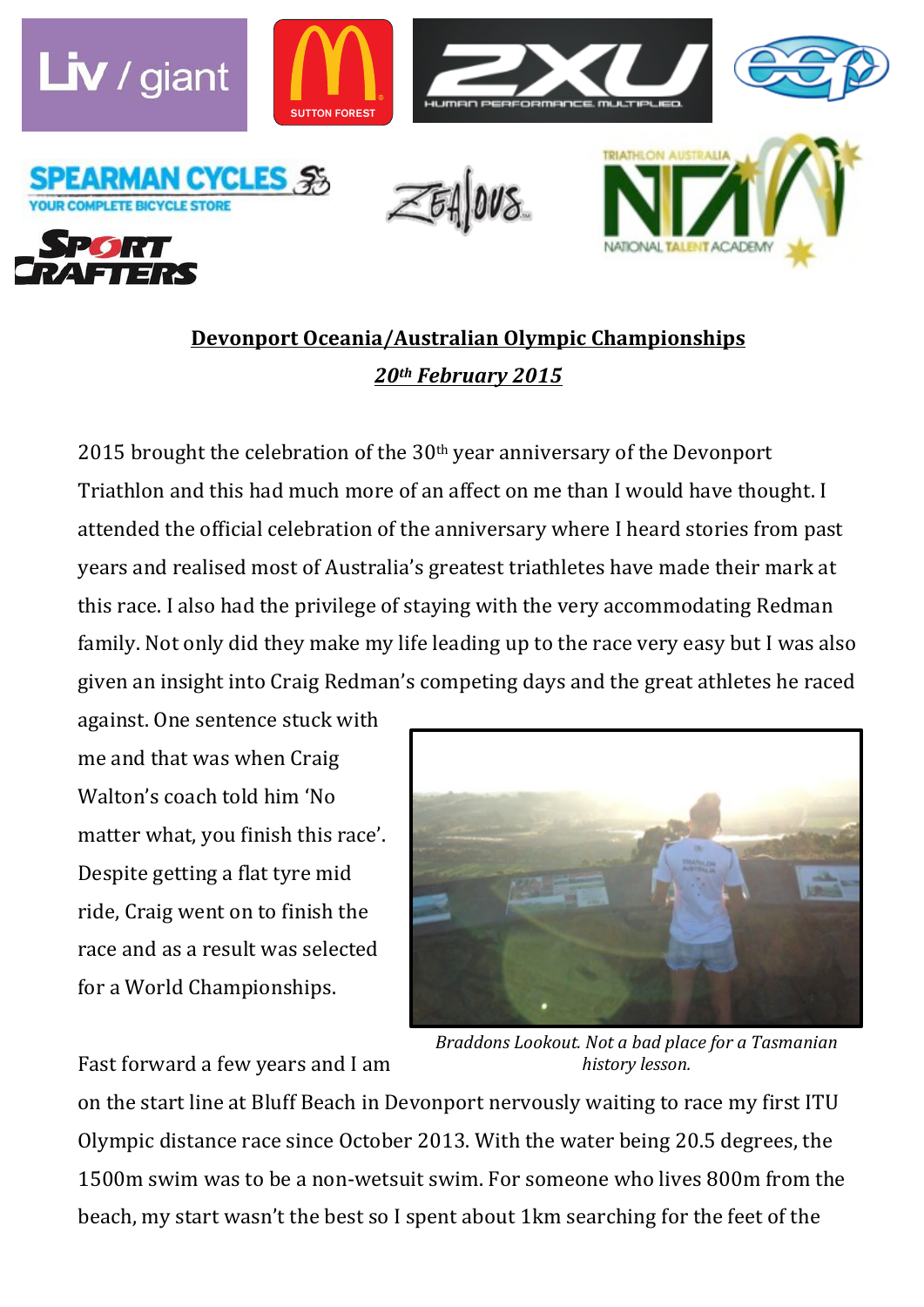**Devonport Oceania/Australian Olympic Championships**

***20th February 2015***

2015 brought the celebration of the 30th year anniversary of the Devonport Triathlon and this had much more of an affect on me than I would have thought. I attended the official celebration of the anniversary where I heard stories from past years and realised most of Australia's greatest triathletes have made their mark at this race. I also had the privilege of staying with the very accommodating Redman family. Not only did they make my life leading up to the race very easy but I was also given an insight into Craig Redman's competing days and the great athletes he raced against. One sentence stuck with me and that was when Craig Walton's coach told him 'No matter what, you finish this race'. Despite getting a flat tyre mid ride, Craig went on to finish the race and as a result was selected for a World Championships.

*Braddons Lookout. Not a bad place for a Tasmanian history lesson.*

Fast forward a few years and I am on the start line at Bluff Beach in Devonport nervously waiting to race my first ITU Olympic distance race since October 2013. With the water being 20.5 degrees, the 1500m swim was to be a non-wetsuit swim. For someone who lives 800m from the beach, my start wasn't the best so I spent about 1km searching for the feet of the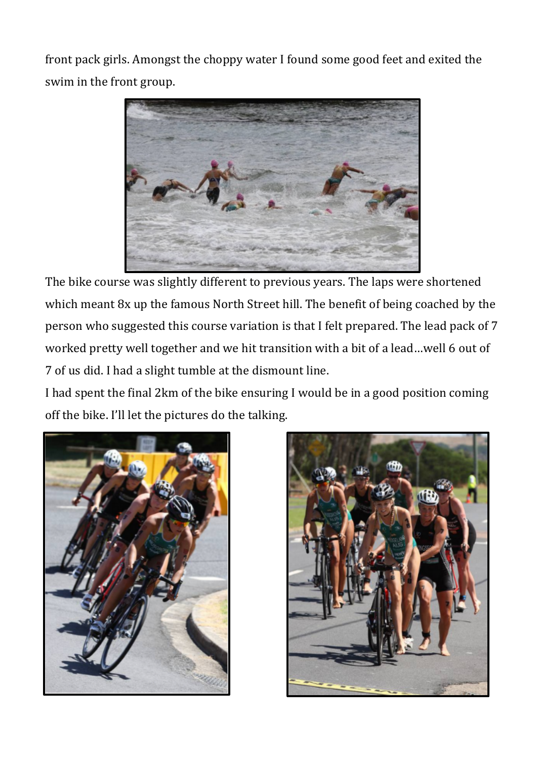front pack girls. Amongst the choppy water I found some good feet and exited the swim in the front group.

The bike course was slightly different to previous years. The laps were shortened which meant 8x up the famous North Street hill. The benefit of being coached by the person who suggested this course variation is that I felt prepared. The lead pack of 7 worked pretty well together and we hit transition with a bit of a lead…well 6 out of 7 of us did. I had a slight tumble at the dismount line.

I had spent the final 2km of the bike ensuring I would be in a good position coming off the bike. I'll let the pictures do the talking.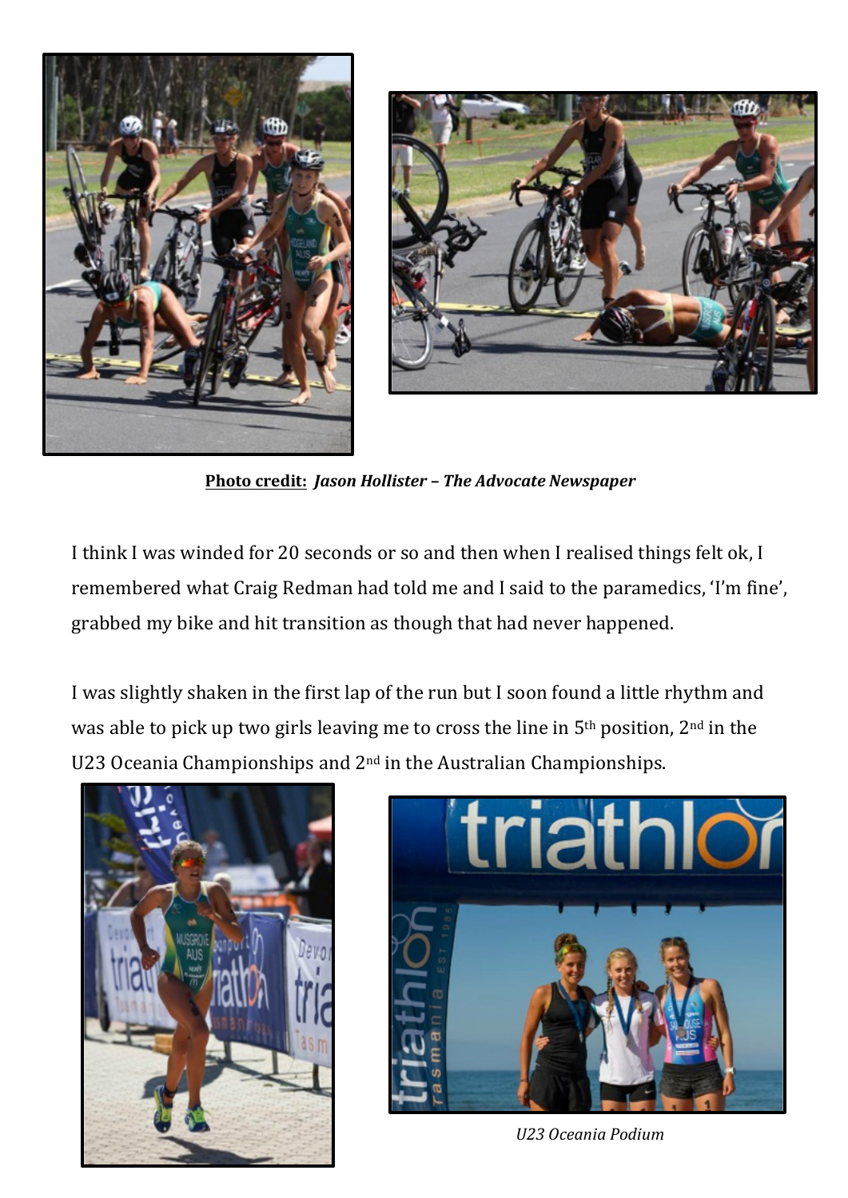**Photo credit:** ***Jason Hollister – The Advocate Newspaper***

I think I was winded for 20 seconds or so and then when I realised things felt ok, I remembered what Craig Redman had told me and I said to the paramedics, 'I'm fine', grabbed my bike and hit transition as though that had never happened.

I was slightly shaken in the first lap of the run but I soon found a little rhythm and was able to pick up two girls leaving me to cross the line in 5th position, 2nd in the U23 Oceania Championships and 2nd in the Australian Championships.

*U23 Oceania Podium*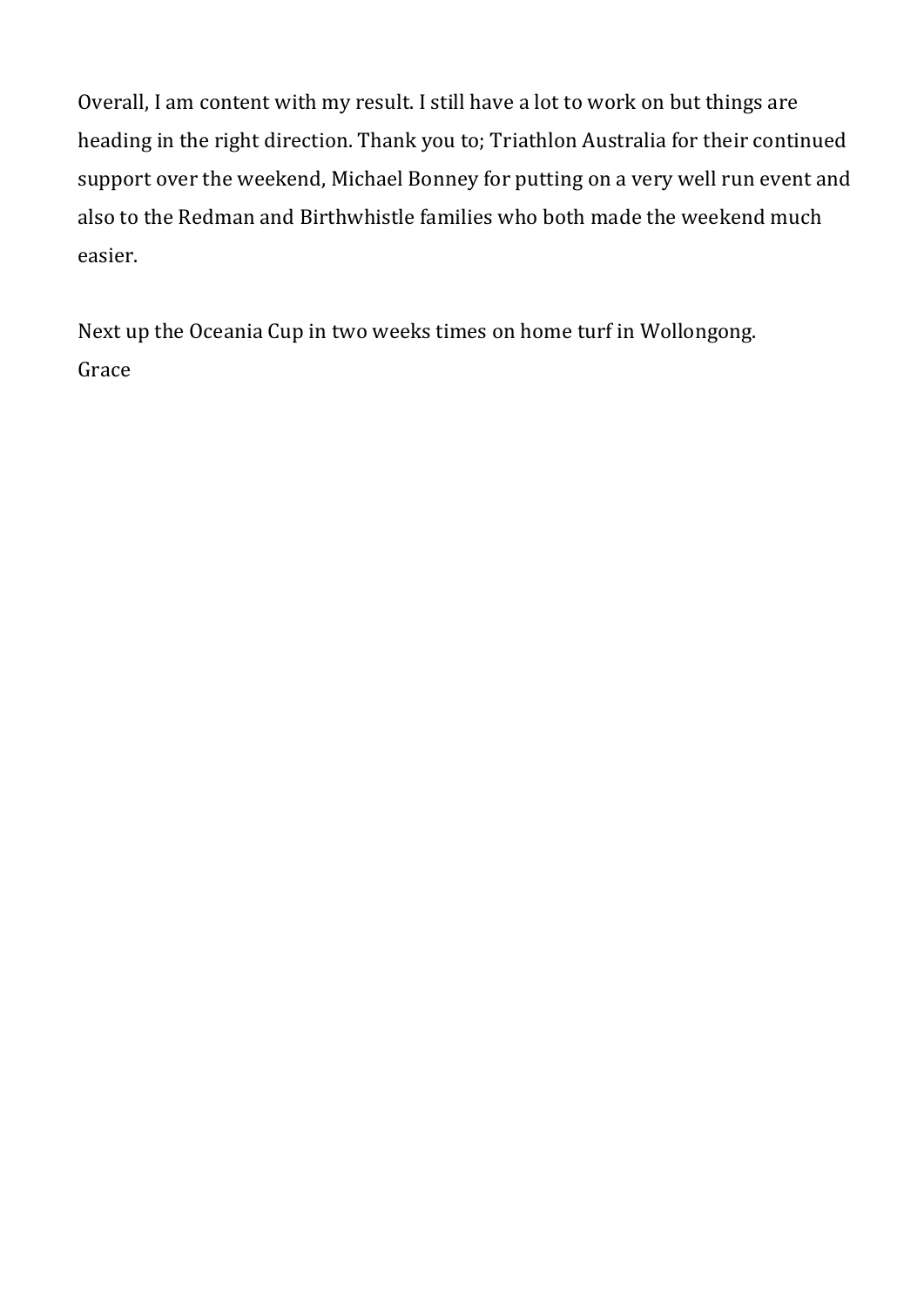Overall, I am content with my result. I still have a lot to work on but things are heading in the right direction. Thank you to; Triathlon Australia for their continued support over the weekend, Michael Bonney for putting on a very well run event and also to the Redman and Birthwhistle families who both made the weekend much easier.

Next up the Oceania Cup in two weeks times on home turf in Wollongong.
Grace